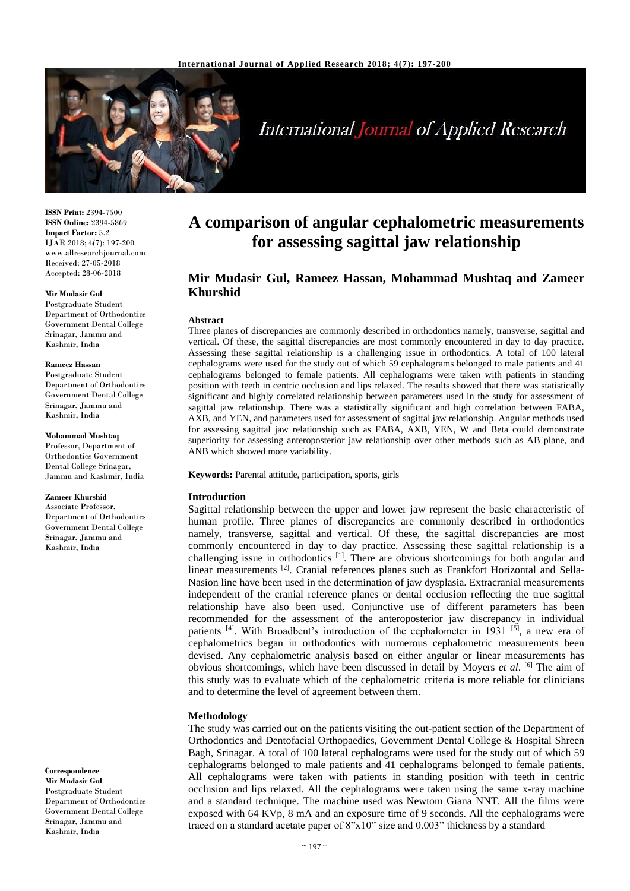# A comparison of angular cephalometric measurements for assessing sagittal jaw relationship

**Mir Mudasir Gul, Rameez Hassan, Mohammad Mushtaq and Zameer Khurshid**

**ISSN Print:** 2394-7500
**ISSN Online:** 2394-5869
**Impact Factor:** 5.2
IJAR 2018; 4(7): 197-200
www.allresearchjournal.com
Received: 27-05-2018
Accepted: 28-06-2018

**Mir Mudasir Gul**
Postgraduate Student
Department of Orthodontics
Government Dental College
Srinagar, Jammu and Kashmir, India

**Rameez Hassan**
Postgraduate Student
Department of Orthodontics
Government Dental College
Srinagar, Jammu and Kashmir, India

**Mohammad Mushtaq**
Professor, Department of Orthodontics Government Dental College Srinagar, Jammu and Kashmir, India

**Zameer Khurshid**
Associate Professor, Department of Orthodontics
Government Dental College
Srinagar, Jammu and Kashmir, India

**Correspondence**
**Mir Mudasir Gul**
Postgraduate Student
Department of Orthodontics
Government Dental College
Srinagar, Jammu and Kashmir, India

## Abstract

Three planes of discrepancies are commonly described in orthodontics namely, transverse, sagittal and vertical. Of these, the sagittal discrepancies are most commonly encountered in day to day practice. Assessing these sagittal relationship is a challenging issue in orthodontics. A total of 100 lateral cephalograms were used for the study out of which 59 cephalograms belonged to male patients and 41 cephalograms belonged to female patients. All cephalograms were taken with patients in standing position with teeth in centric occlusion and lips relaxed. The results showed that there was statistically significant and highly correlated relationship between parameters used in the study for assessment of sagittal jaw relationship. There was a statistically significant and high correlation between FABA, AXB, and YEN, and parameters used for assessment of sagittal jaw relationship. Angular methods used for assessing sagittal jaw relationship such as FABA, AXB, YEN, W and Beta could demonstrate superiority for assessing anteroposterior jaw relationship over other methods such as AB plane, and ANB which showed more variability.

**Keywords:** Parental attitude, participation, sports, girls

## Introduction

Sagittal relationship between the upper and lower jaw represent the basic characteristic of human profile. Three planes of discrepancies are commonly described in orthodontics namely, transverse, sagittal and vertical. Of these, the sagittal discrepancies are most commonly encountered in day to day practice. Assessing these sagittal relationship is a challenging issue in orthodontics [1]. There are obvious shortcomings for both angular and linear measurements [2]. Cranial references planes such as Frankfort Horizontal and Sella-Nasion line have been used in the determination of jaw dysplasia. Extracranial measurements independent of the cranial reference planes or dental occlusion reflecting the true sagittal relationship have also been used. Conjunctive use of different parameters has been recommended for the assessment of the anteroposterior jaw discrepancy in individual patients [4]. With Broadbent's introduction of the cephalometer in 1931 [5], a new era of cephalometrics began in orthodontics with numerous cephalometric measurements been devised. Any cephalometric analysis based on either angular or linear measurements has obvious shortcomings, which have been discussed in detail by Moyers *et al*. [6] The aim of this study was to evaluate which of the cephalometric criteria is more reliable for clinicians and to determine the level of agreement between them.

## Methodology

The study was carried out on the patients visiting the out-patient section of the Department of Orthodontics and Dentofacial Orthopaedics, Government Dental College & Hospital Shreen Bagh, Srinagar. A total of 100 lateral cephalograms were used for the study out of which 59 cephalograms belonged to male patients and 41 cephalograms belonged to female patients. All cephalograms were taken with patients in standing position with teeth in centric occlusion and lips relaxed. All the cephalograms were taken using the same x-ray machine and a standard technique. The machine used was Newtom Giana NNT. All the films were exposed with 64 KVp, 8 mA and an exposure time of 9 seconds. All the cephalograms were traced on a standard acetate paper of 8"x10" size and 0.003" thickness by a standard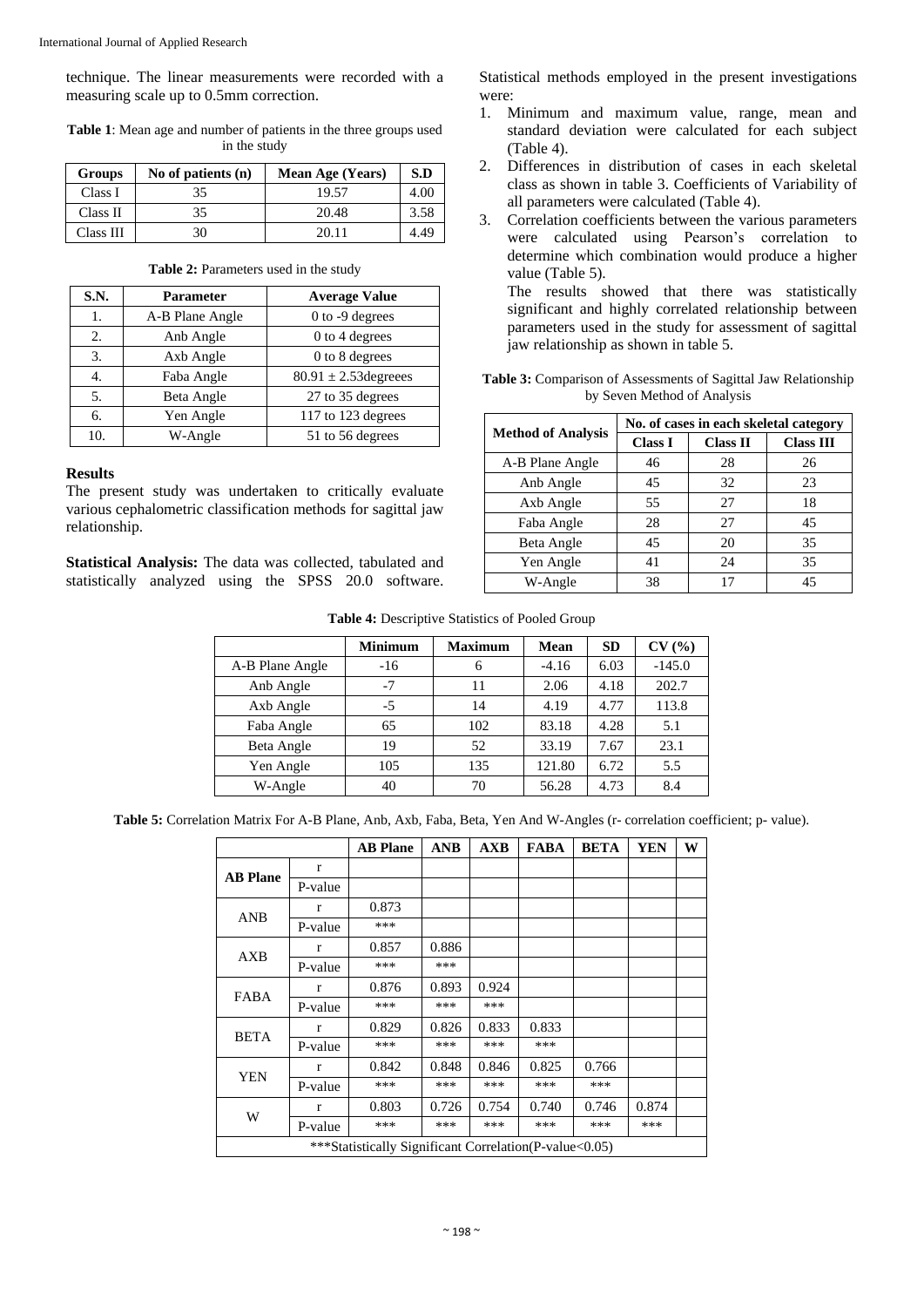technique. The linear measurements were recorded with a measuring scale up to 0.5mm correction.

**Table 1**: Mean age and number of patients in the three groups used in the study

| Groups | No of patients (n) | Mean Age (Years) | S.D |
|---|---|---|---|
| Class I | 35 | 19.57 | 4.00 |
| Class II | 35 | 20.48 | 3.58 |
| Class III | 30 | 20.11 | 4.49 |

**Table 2:** Parameters used in the study

| S.N. | Parameter | Average Value |
|---|---|---|
| 1. | A-B Plane Angle | 0 to -9 degrees |
| 2. | Anb Angle | 0 to 4 degrees |
| 3. | Axb Angle | 0 to 8 degrees |
| 4. | Faba Angle | 80.91 ± 2.53degreees |
| 5. | Beta Angle | 27 to 35 degrees |
| 6. | Yen Angle | 117 to 123 degrees |
| 10. | W-Angle | 51 to 56 degrees |

## Results

The present study was undertaken to critically evaluate various cephalometric classification methods for sagittal jaw relationship.

**Statistical Analysis:** The data was collected, tabulated and statistically analyzed using the SPSS 20.0 software. Statistical methods employed in the present investigations were:

1. Minimum and maximum value, range, mean and standard deviation were calculated for each subject (Table 4).
2. Differences in distribution of cases in each skeletal class as shown in table 3. Coefficients of Variability of all parameters were calculated (Table 4).
3. Correlation coefficients between the various parameters were calculated using Pearson's correlation to determine which combination would produce a higher value (Table 5).

   The results showed that there was statistically significant and highly correlated relationship between parameters used in the study for assessment of sagittal jaw relationship as shown in table 5.

**Table 3:** Comparison of Assessments of Sagittal Jaw Relationship by Seven Method of Analysis

| Method of Analysis | No. of cases in each skeletal category | | |
|---|---|---|---|
| | **Class I** | **Class II** | **Class III** |
| A-B Plane Angle | 46 | 28 | 26 |
| Anb Angle | 45 | 32 | 23 |
| Axb Angle | 55 | 27 | 18 |
| Faba Angle | 28 | 27 | 45 |
| Beta Angle | 45 | 20 | 35 |
| Yen Angle | 41 | 24 | 35 |
| W-Angle | 38 | 17 | 45 |

**Table 4:** Descriptive Statistics of Pooled Group

| | Minimum | Maximum | Mean | SD | CV (%) |
|---|---|---|---|---|---|
| A-B Plane Angle | -16 | 6 | -4.16 | 6.03 | -145.0 |
| Anb Angle | -7 | 11 | 2.06 | 4.18 | 202.7 |
| Axb Angle | -5 | 14 | 4.19 | 4.77 | 113.8 |
| Faba Angle | 65 | 102 | 83.18 | 4.28 | 5.1 |
| Beta Angle | 19 | 52 | 33.19 | 7.67 | 23.1 |
| Yen Angle | 105 | 135 | 121.80 | 6.72 | 5.5 |
| W-Angle | 40 | 70 | 56.28 | 4.73 | 8.4 |

**Table 5:** Correlation Matrix For A-B Plane, Anb, Axb, Faba, Beta, Yen And W-Angles (r- correlation coefficient; p- value).

| | | AB Plane | ANB | AXB | FABA | BETA | YEN | W |
|---|---|---|---|---|---|---|---|---|
| **AB Plane** | r | | | | | | | |
| | P-value | | | | | | | |
| ANB | r | 0.873 | | | | | | |
| | P-value | *** | | | | | | |
| AXB | r | 0.857 | 0.886 | | | | | |
| | P-value | *** | *** | | | | | |
| FABA | r | 0.876 | 0.893 | 0.924 | | | | |
| | P-value | *** | *** | *** | | | | |
| BETA | r | 0.829 | 0.826 | 0.833 | 0.833 | | | |
| | P-value | *** | *** | *** | *** | | | |
| YEN | r | 0.842 | 0.848 | 0.846 | 0.825 | 0.766 | | |
| | P-value | *** | *** | *** | *** | *** | | |
| W | r | 0.803 | 0.726 | 0.754 | 0.740 | 0.746 | 0.874 | |
| | P-value | *** | *** | *** | *** | *** | *** | |

***Statistically Significant Correlation(P-value<0.05)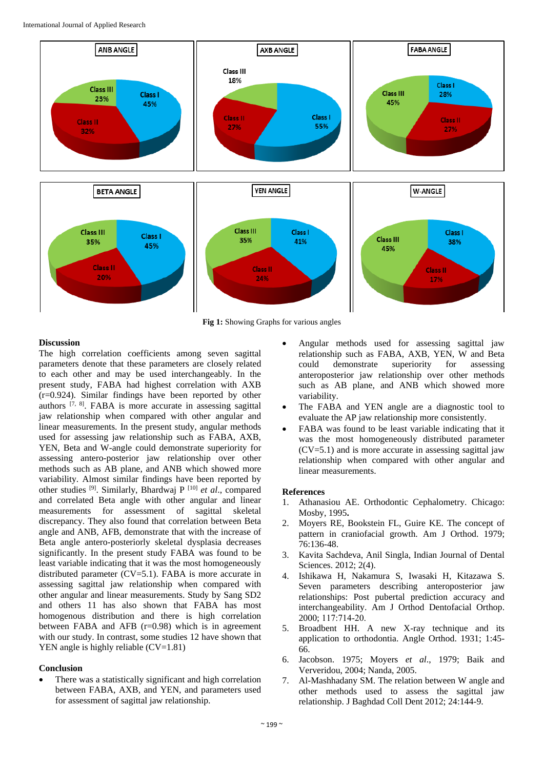| ANB ANGLE | AXB ANGLE | FABA ANGLE |
| --- | --- | --- |
| Class I 45% | Class I 55% | Class I 28% |
| Class II 32% | Class II 27% | Class II 27% |
| Class III 23% | Class III 18% | Class III 45% |

| BETA ANGLE | YEN ANGLE | W-ANGLE |
| --- | --- | --- |
| Class I 45% | Class I 41% | Class I 38% |
| Class II 20% | Class II 24% | Class II 17% |
| Class III 35% | Class III 35% | Class III 45% |

**Fig 1:** Showing Graphs for various angles

## Discussion

The high correlation coefficients among seven sagittal parameters denote that these parameters are closely related to each other and may be used interchangeably. In the present study, FABA had highest correlation with AXB (r=0.924). Similar findings have been reported by other authors [7, 8]. FABA is more accurate in assessing sagittal jaw relationship when compared with other angular and linear measurements. In the present study, angular methods used for assessing jaw relationship such as FABA, AXB, YEN, Beta and W-angle could demonstrate superiority for assessing antero-posterior jaw relationship over other methods such as AB plane, and ANB which showed more variability. Almost similar findings have been reported by other studies [9]. Similarly, Bhardwaj P [10] *et al.*, compared and correlated Beta angle with other angular and linear measurements for assessment of sagittal skeletal discrepancy. They also found that correlation between Beta angle and ANB, AFB, demonstrate that with the increase of Beta angle antero-posteriorly skeletal dysplasia decreases significantly. In the present study FABA was found to be least variable indicating that it was the most homogeneously distributed parameter (CV=5.1). FABA is more accurate in assessing sagittal jaw relationship when compared with other angular and linear measurements. Study by Sang SD2 and others 11 has also shown that FABA has most homogenous distribution and there is high correlation between FABA and AFB (r=0.98) which is in agreement with our study. In contrast, some studies 12 have shown that YEN angle is highly reliable (CV=1.81)

## Conclusion

- There was a statistically significant and high correlation between FABA, AXB, and YEN, and parameters used for assessment of sagittal jaw relationship.
- Angular methods used for assessing sagittal jaw relationship such as FABA, AXB, YEN, W and Beta could demonstrate superiority for assessing anteroposterior jaw relationship over other methods such as AB plane, and ANB which showed more variability.
- The FABA and YEN angle are a diagnostic tool to evaluate the AP jaw relationship more consistently.
- FABA was found to be least variable indicating that it was the most homogeneously distributed parameter (CV=5.1) and is more accurate in assessing sagittal jaw relationship when compared with other angular and linear measurements.

## References

1. Athanasiou AE. Orthodontic Cephalometry. Chicago: Mosby, 1995**.**
2. Moyers RE, Bookstein FL, Guire KE. The concept of pattern in craniofacial growth. Am J Orthod. 1979; 76:136-48.
3. Kavita Sachdeva, Anil Singla, Indian Journal of Dental Sciences. 2012; 2(4).
4. Ishikawa H, Nakamura S, Iwasaki H, Kitazawa S. Seven parameters describing anteroposterior jaw relationships: Post pubertal prediction accuracy and interchangeability. Am J Orthod Dentofacial Orthop. 2000; 117:714-20.
5. Broadbent HH. A new X-ray technique and its application to orthodontia. Angle Orthod. 1931; 1:45-66.
6. Jacobson. 1975; Moyers *et al*., 1979; Baik and Ververidou, 2004; Nanda, 2005.
7. Al-Mashhadany SM. The relation between W angle and other methods used to assess the sagittal jaw relationship. J Baghdad Coll Dent 2012; 24:144-9.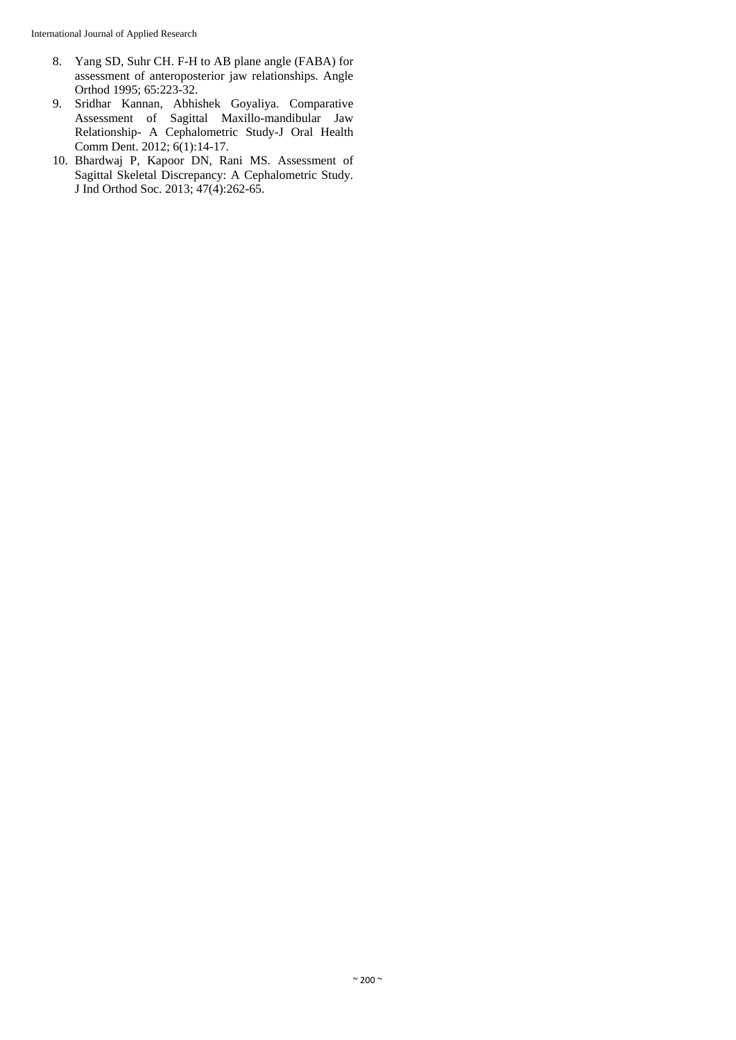8. Yang SD, Suhr CH. F-H to AB plane angle (FABA) for assessment of anteroposterior jaw relationships. Angle Orthod 1995; 65:223-32.
9. Sridhar Kannan, Abhishek Goyaliya. Comparative Assessment of Sagittal Maxillo-mandibular Jaw Relationship- A Cephalometric Study-J Oral Health Comm Dent. 2012; 6(1):14-17.
10. Bhardwaj P, Kapoor DN, Rani MS. Assessment of Sagittal Skeletal Discrepancy: A Cephalometric Study. J Ind Orthod Soc. 2013; 47(4):262-65.